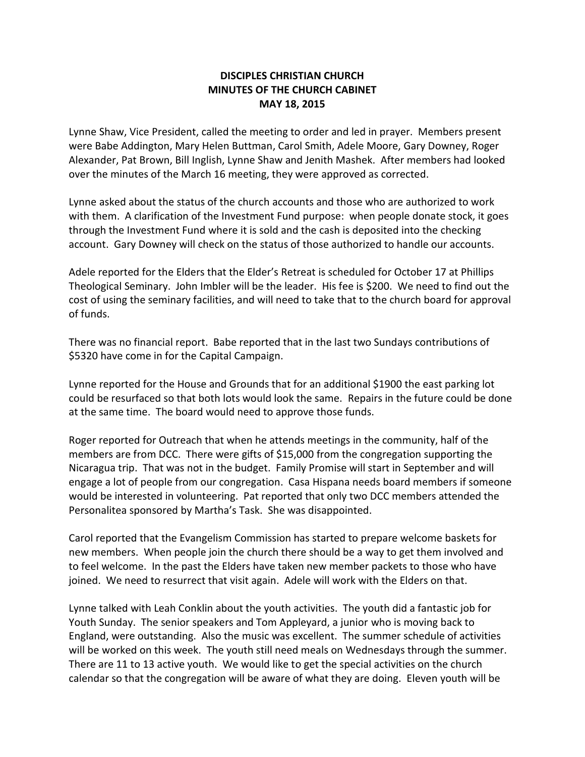**DISCIPLES CHRISTIAN CHURCH**
**MINUTES OF THE CHURCH CABINET**
**MAY 18, 2015**

Lynne Shaw, Vice President, called the meeting to order and led in prayer. Members present were Babe Addington, Mary Helen Buttman, Carol Smith, Adele Moore, Gary Downey, Roger Alexander, Pat Brown, Bill Inglish, Lynne Shaw and Jenith Mashek. After members had looked over the minutes of the March 16 meeting, they were approved as corrected.

Lynne asked about the status of the church accounts and those who are authorized to work with them. A clarification of the Investment Fund purpose: when people donate stock, it goes through the Investment Fund where it is sold and the cash is deposited into the checking account. Gary Downey will check on the status of those authorized to handle our accounts.

Adele reported for the Elders that the Elder's Retreat is scheduled for October 17 at Phillips Theological Seminary. John Imbler will be the leader. His fee is $200. We need to find out the cost of using the seminary facilities, and will need to take that to the church board for approval of funds.

There was no financial report. Babe reported that in the last two Sundays contributions of $5320 have come in for the Capital Campaign.

Lynne reported for the House and Grounds that for an additional $1900 the east parking lot could be resurfaced so that both lots would look the same. Repairs in the future could be done at the same time. The board would need to approve those funds.

Roger reported for Outreach that when he attends meetings in the community, half of the members are from DCC. There were gifts of $15,000 from the congregation supporting the Nicaragua trip. That was not in the budget. Family Promise will start in September and will engage a lot of people from our congregation. Casa Hispana needs board members if someone would be interested in volunteering. Pat reported that only two DCC members attended the Personalitea sponsored by Martha's Task. She was disappointed.

Carol reported that the Evangelism Commission has started to prepare welcome baskets for new members. When people join the church there should be a way to get them involved and to feel welcome. In the past the Elders have taken new member packets to those who have joined. We need to resurrect that visit again. Adele will work with the Elders on that.

Lynne talked with Leah Conklin about the youth activities. The youth did a fantastic job for Youth Sunday. The senior speakers and Tom Appleyard, a junior who is moving back to England, were outstanding. Also the music was excellent. The summer schedule of activities will be worked on this week. The youth still need meals on Wednesdays through the summer. There are 11 to 13 active youth. We would like to get the special activities on the church calendar so that the congregation will be aware of what they are doing. Eleven youth will be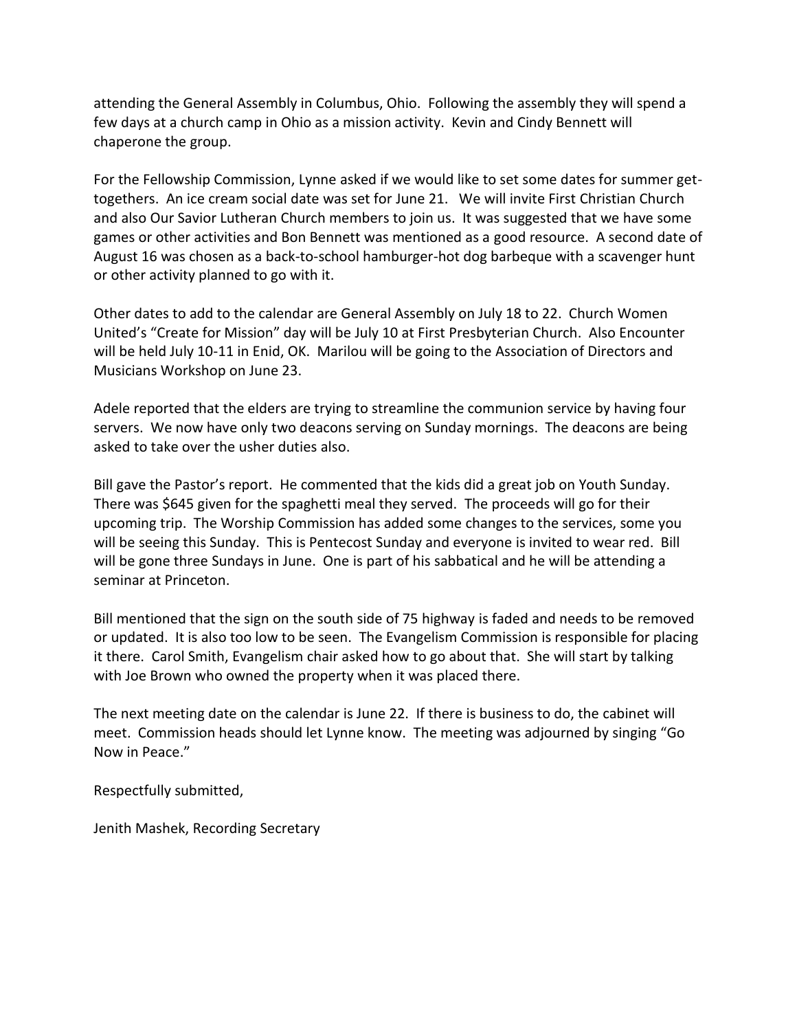attending the General Assembly in Columbus, Ohio. Following the assembly they will spend a few days at a church camp in Ohio as a mission activity. Kevin and Cindy Bennett will chaperone the group.

For the Fellowship Commission, Lynne asked if we would like to set some dates for summer get-togethers. An ice cream social date was set for June 21. We will invite First Christian Church and also Our Savior Lutheran Church members to join us. It was suggested that we have some games or other activities and Bon Bennett was mentioned as a good resource. A second date of August 16 was chosen as a back-to-school hamburger-hot dog barbeque with a scavenger hunt or other activity planned to go with it.

Other dates to add to the calendar are General Assembly on July 18 to 22. Church Women United's "Create for Mission" day will be July 10 at First Presbyterian Church. Also Encounter will be held July 10-11 in Enid, OK. Marilou will be going to the Association of Directors and Musicians Workshop on June 23.

Adele reported that the elders are trying to streamline the communion service by having four servers. We now have only two deacons serving on Sunday mornings. The deacons are being asked to take over the usher duties also.

Bill gave the Pastor's report. He commented that the kids did a great job on Youth Sunday. There was $645 given for the spaghetti meal they served. The proceeds will go for their upcoming trip. The Worship Commission has added some changes to the services, some you will be seeing this Sunday. This is Pentecost Sunday and everyone is invited to wear red. Bill will be gone three Sundays in June. One is part of his sabbatical and he will be attending a seminar at Princeton.

Bill mentioned that the sign on the south side of 75 highway is faded and needs to be removed or updated. It is also too low to be seen. The Evangelism Commission is responsible for placing it there. Carol Smith, Evangelism chair asked how to go about that. She will start by talking with Joe Brown who owned the property when it was placed there.

The next meeting date on the calendar is June 22. If there is business to do, the cabinet will meet. Commission heads should let Lynne know. The meeting was adjourned by singing "Go Now in Peace."

Respectfully submitted,

Jenith Mashek, Recording Secretary